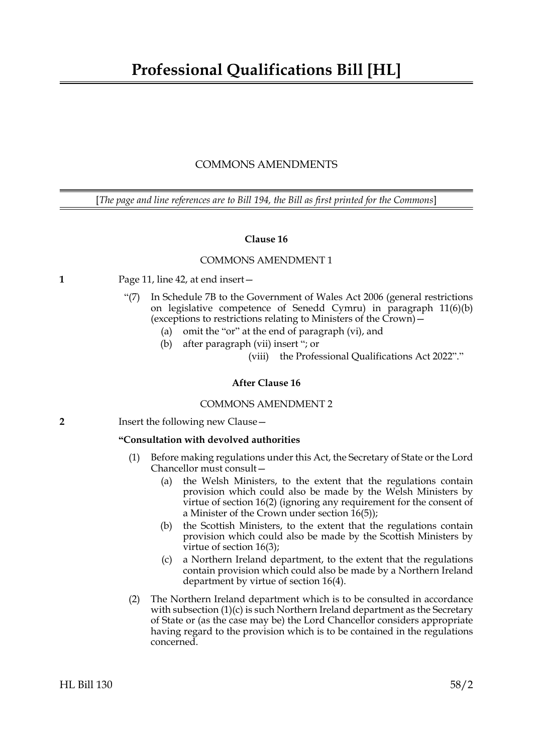# Professional Qualifications Bill [HL]

COMMONS AMENDMENTS

[*The page and line references are to Bill 194, the Bill as first printed for the Commons*]

### Clause 16

COMMONS AMENDMENT 1

**1** Page 11, line 42, at end insert—

"(7) In Schedule 7B to the Government of Wales Act 2006 (general restrictions on legislative competence of Senedd Cymru) in paragraph 11(6)(b) (exceptions to restrictions relating to Ministers of the Crown)—

(a) omit the "or" at the end of paragraph (vi), and

(b) after paragraph (vii) insert "; or

(viii) the Professional Qualifications Act 2022"."

### After Clause 16

COMMONS AMENDMENT 2

**2** Insert the following new Clause—

**"Consultation with devolved authorities**

(1) Before making regulations under this Act, the Secretary of State or the Lord Chancellor must consult—

(a) the Welsh Ministers, to the extent that the regulations contain provision which could also be made by the Welsh Ministers by virtue of section 16(2) (ignoring any requirement for the consent of a Minister of the Crown under section 16(5));

(b) the Scottish Ministers, to the extent that the regulations contain provision which could also be made by the Scottish Ministers by virtue of section 16(3);

(c) a Northern Ireland department, to the extent that the regulations contain provision which could also be made by a Northern Ireland department by virtue of section 16(4).

(2) The Northern Ireland department which is to be consulted in accordance with subsection (1)(c) is such Northern Ireland department as the Secretary of State or (as the case may be) the Lord Chancellor considers appropriate having regard to the provision which is to be contained in the regulations concerned.

HL Bill 130 58/2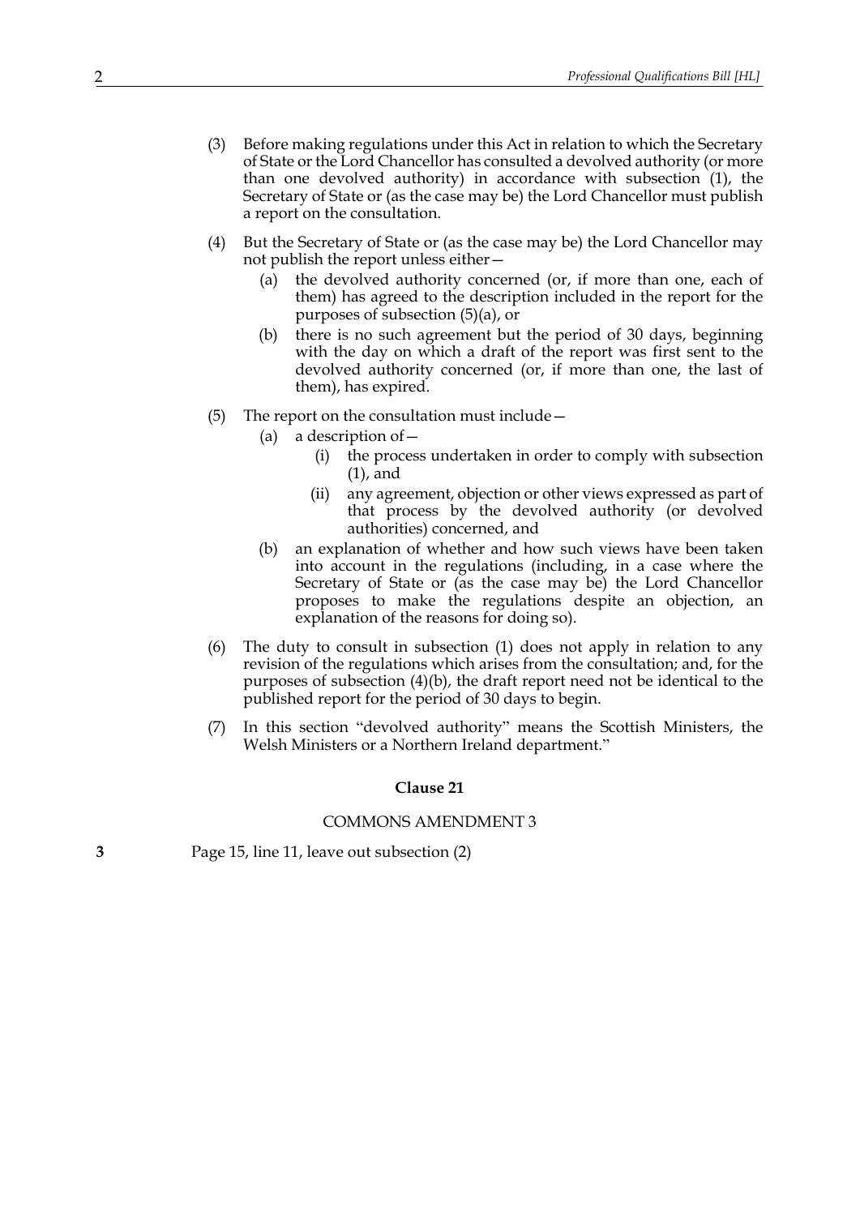(3) Before making regulations under this Act in relation to which the Secretary of State or the Lord Chancellor has consulted a devolved authority (or more than one devolved authority) in accordance with subsection (1), the Secretary of State or (as the case may be) the Lord Chancellor must publish a report on the consultation.

(4) But the Secretary of State or (as the case may be) the Lord Chancellor may not publish the report unless either—

  (a) the devolved authority concerned (or, if more than one, each of them) has agreed to the description included in the report for the purposes of subsection (5)(a), or

  (b) there is no such agreement but the period of 30 days, beginning with the day on which a draft of the report was first sent to the devolved authority concerned (or, if more than one, the last of them), has expired.

(5) The report on the consultation must include—

  (a) a description of—

    (i) the process undertaken in order to comply with subsection (1), and

    (ii) any agreement, objection or other views expressed as part of that process by the devolved authority (or devolved authorities) concerned, and

  (b) an explanation of whether and how such views have been taken into account in the regulations (including, in a case where the Secretary of State or (as the case may be) the Lord Chancellor proposes to make the regulations despite an objection, an explanation of the reasons for doing so).

(6) The duty to consult in subsection (1) does not apply in relation to any revision of the regulations which arises from the consultation; and, for the purposes of subsection (4)(b), the draft report need not be identical to the published report for the period of 30 days to begin.

(7) In this section "devolved authority" means the Scottish Ministers, the Welsh Ministers or a Northern Ireland department."

**Clause 21**

COMMONS AMENDMENT 3

**3** Page 15, line 11, leave out subsection (2)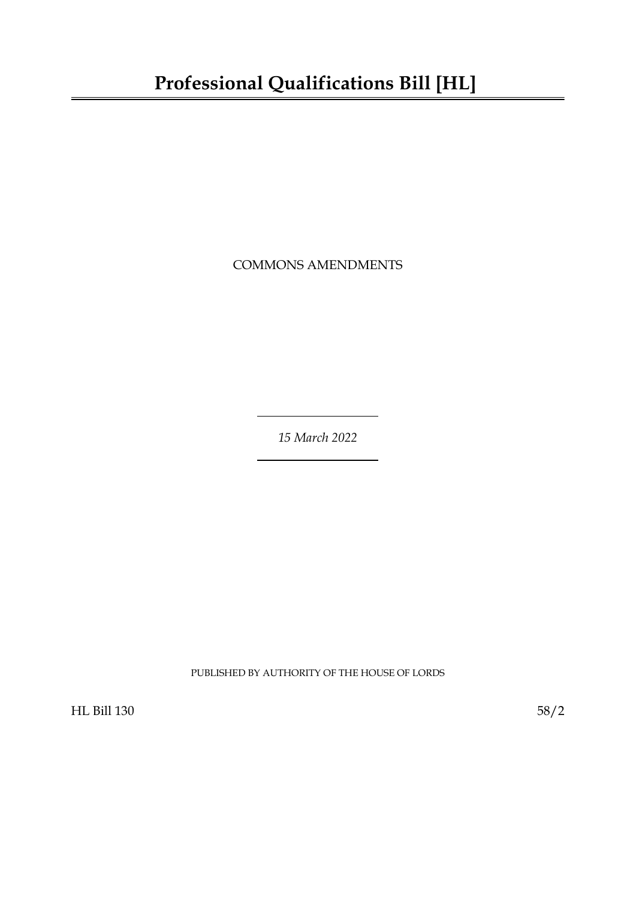# Professional Qualifications Bill [HL]

COMMONS AMENDMENTS

*15 March 2022*

PUBLISHED BY AUTHORITY OF THE HOUSE OF LORDS

HL Bill 130 58/2